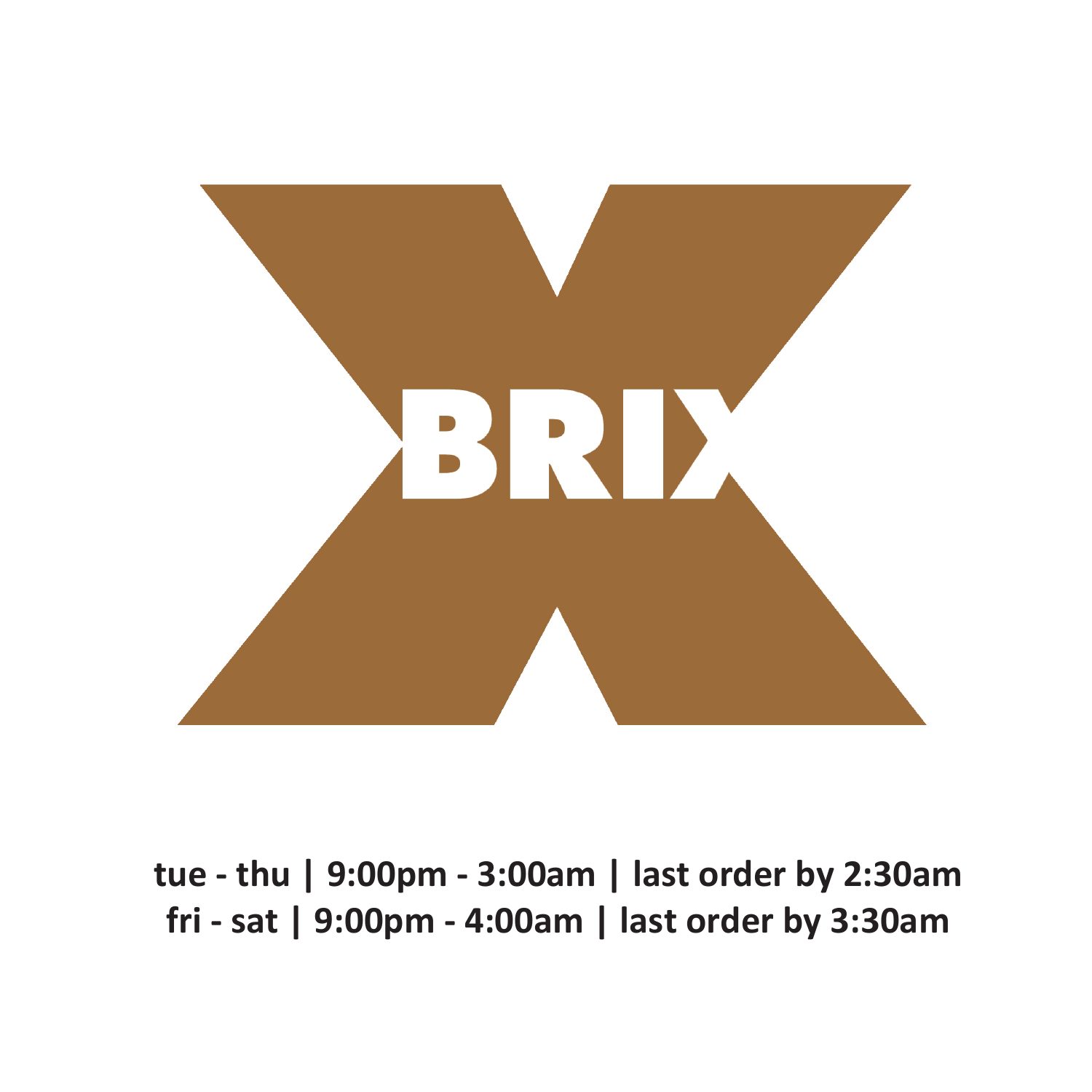# BRIX

**tue - thu | 9:00pm - 3:00am | last order by 2:30am**
**fri - sat | 9:00pm - 4:00am | last order by 3:30am**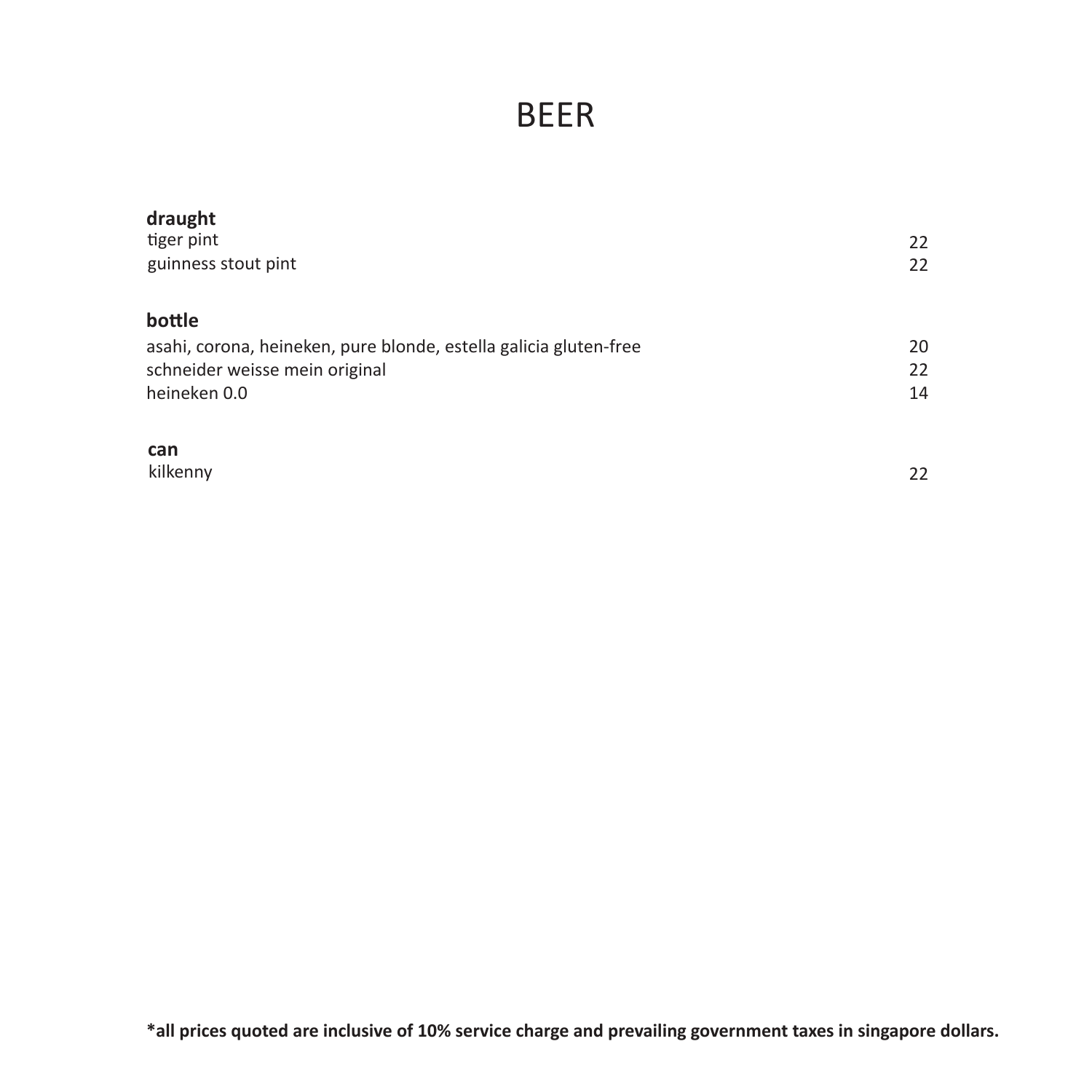# BEER

**draught**

| | |
|---|---|
| tiger pint | 22 |
| guinness stout pint | 22 |

**bottle**

| | |
|---|---|
| asahi, corona, heineken, pure blonde, estella galicia gluten-free | 20 |
| schneider weisse mein original | 22 |
| heineken 0.0 | 14 |

**can**

| | |
|---|---|
| kilkenny | 22 |

**\*all prices quoted are inclusive of 10% service charge and prevailing government taxes in singapore dollars.**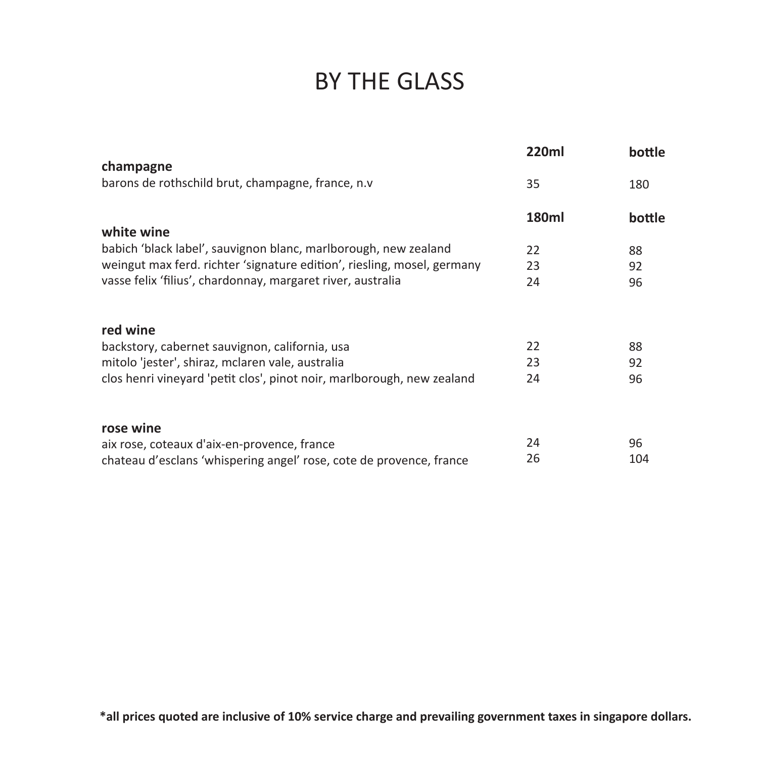# BY THE GLASS

| | 220ml | bottle |
|---|---|---|
| **champagne** | | |
| barons de rothschild brut, champagne, france, n.v | 35 | 180 |
| | **180ml** | **bottle** |
| **white wine** | | |
| babich ‘black label’, sauvignon blanc, marlborough, new zealand | 22 | 88 |
| weingut max ferd. richter ‘signature edition’, riesling, mosel, germany | 23 | 92 |
| vasse felix ‘filius’, chardonnay, margaret river, australia | 24 | 96 |
| **red wine** | | |
| backstory, cabernet sauvignon, california, usa | 22 | 88 |
| mitolo 'jester', shiraz, mclaren vale, australia | 23 | 92 |
| clos henri vineyard 'petit clos', pinot noir, marlborough, new zealand | 24 | 96 |
| **rose wine** | | |
| aix rose, coteaux d'aix-en-provence, france | 24 | 96 |
| chateau d’esclans ‘whispering angel’ rose, cote de provence, france | 26 | 104 |

**\*all prices quoted are inclusive of 10% service charge and prevailing government taxes in singapore dollars.**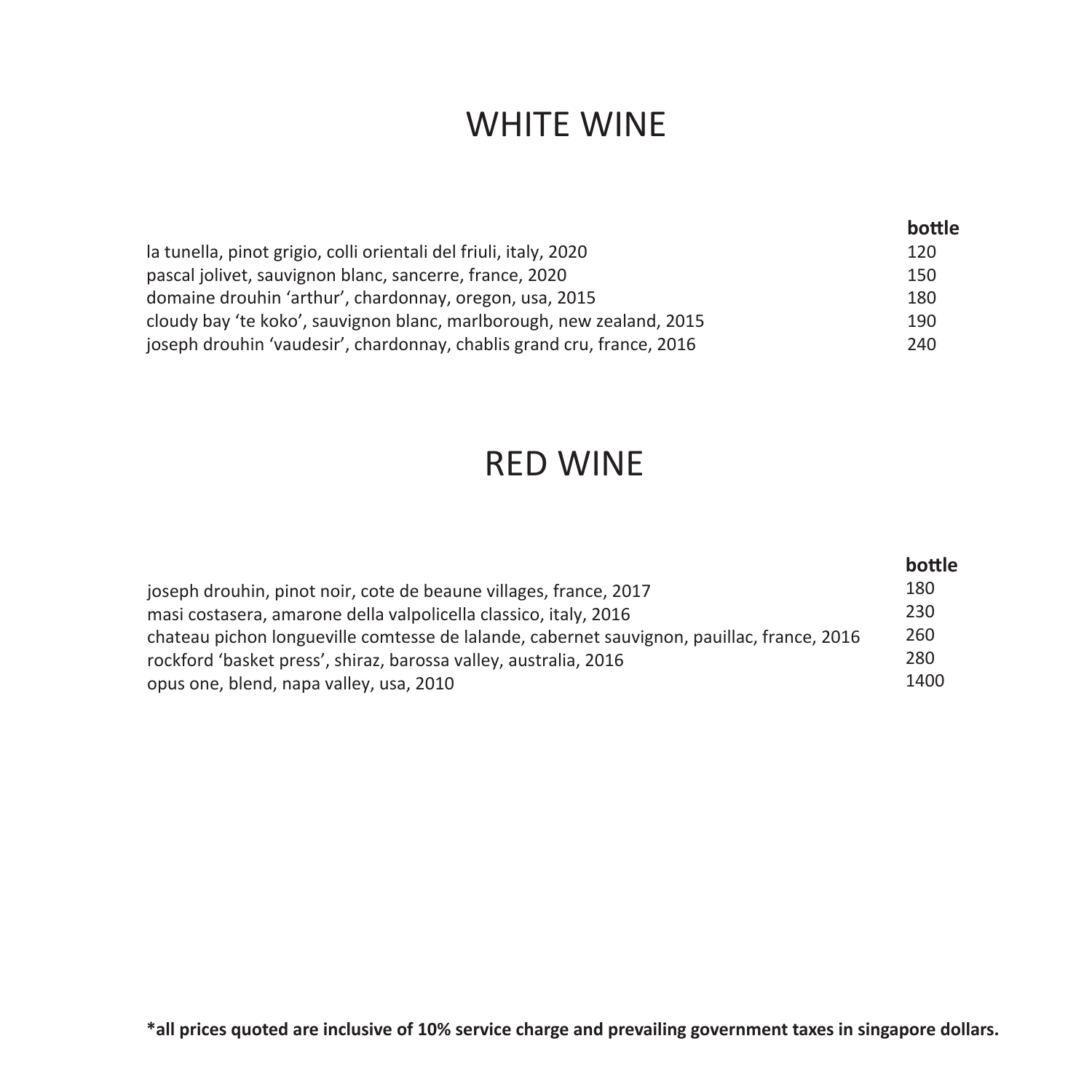# WHITE WINE

| | **bottle** |
|---|---|
| la tunella, pinot grigio, colli orientali del friuli, italy, 2020 | 120 |
| pascal jolivet, sauvignon blanc, sancerre, france, 2020 | 150 |
| domaine drouhin 'arthur', chardonnay, oregon, usa, 2015 | 180 |
| cloudy bay 'te koko', sauvignon blanc, marlborough, new zealand, 2015 | 190 |
| joseph drouhin 'vaudesir', chardonnay, chablis grand cru, france, 2016 | 240 |

# RED WINE

| | **bottle** |
|---|---|
| joseph drouhin, pinot noir, cote de beaune villages, france, 2017 | 180 |
| masi costasera, amarone della valpolicella classico, italy, 2016 | 230 |
| chateau pichon longueville comtesse de lalande, cabernet sauvignon, pauillac, france, 2016 | 260 |
| rockford 'basket press', shiraz, barossa valley, australia, 2016 | 280 |
| opus one, blend, napa valley, usa, 2010 | 1400 |

**\*all prices quoted are inclusive of 10% service charge and prevailing government taxes in singapore dollars.**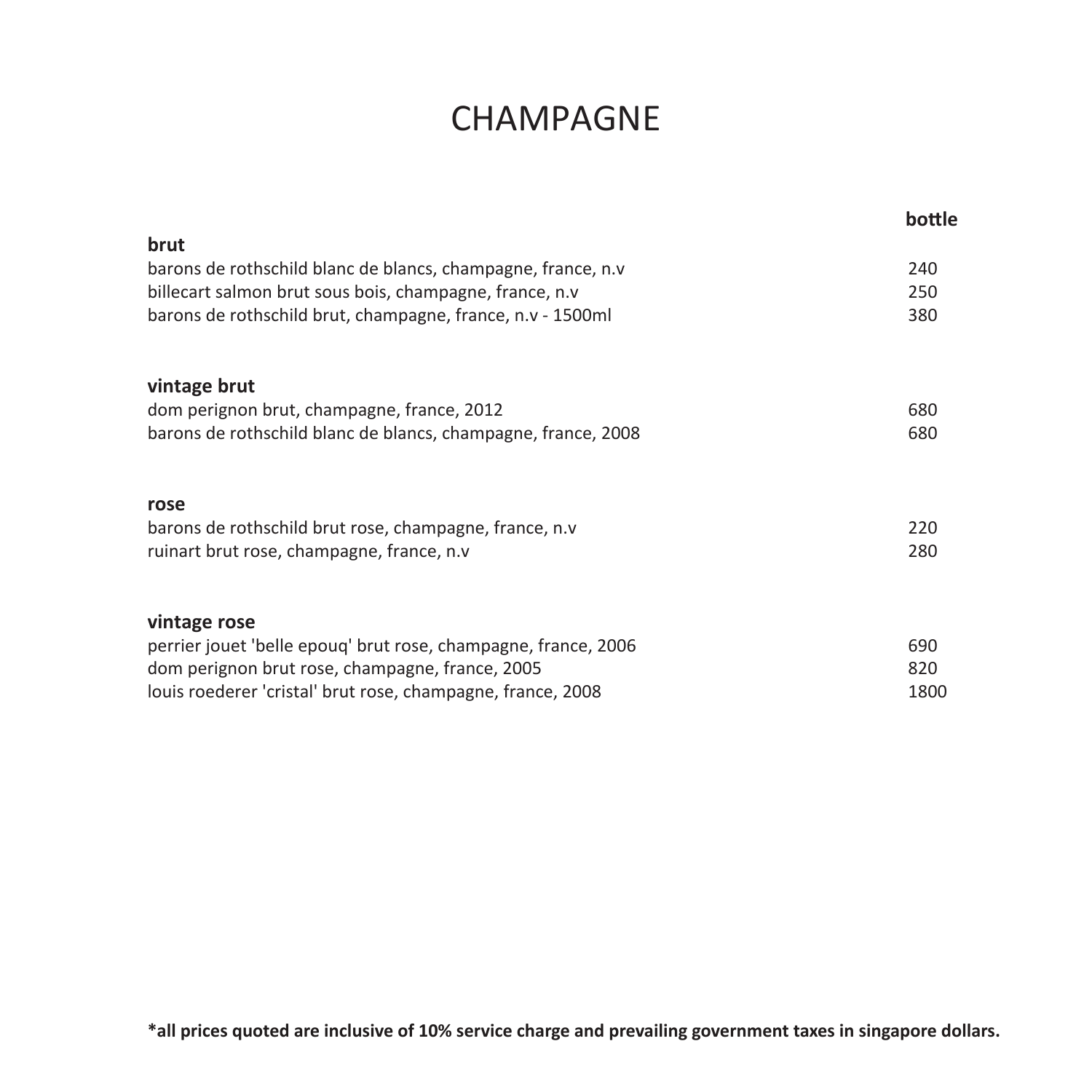# CHAMPAGNE

| | bottle |
|---|---|
| **brut** | |
| barons de rothschild blanc de blancs, champagne, france, n.v | 240 |
| billecart salmon brut sous bois, champagne, france, n.v | 250 |
| barons de rothschild brut, champagne, france, n.v - 1500ml | 380 |
| **vintage brut** | |
| dom perignon brut, champagne, france, 2012 | 680 |
| barons de rothschild blanc de blancs, champagne, france, 2008 | 680 |
| **rose** | |
| barons de rothschild brut rose, champagne, france, n.v | 220 |
| ruinart brut rose, champagne, france, n.v | 280 |
| **vintage rose** | |
| perrier jouet 'belle epouq' brut rose, champagne, france, 2006 | 690 |
| dom perignon brut rose, champagne, france, 2005 | 820 |
| louis roederer 'cristal' brut rose, champagne, france, 2008 | 1800 |

**\*all prices quoted are inclusive of 10% service charge and prevailing government taxes in singapore dollars.**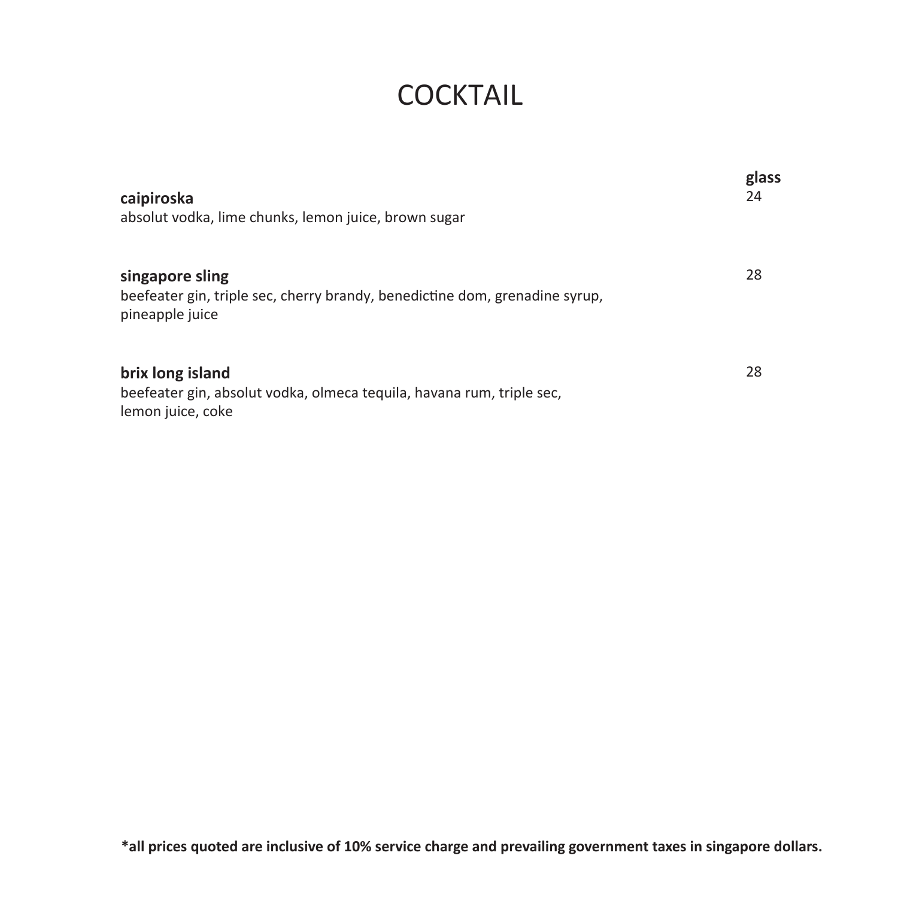# COCKTAIL

| | glass |
|---|---|
| **caipiroska**<br>absolut vodka, lime chunks, lemon juice, brown sugar | 24 |
| **singapore sling**<br>beefeater gin, triple sec, cherry brandy, benedictine dom, grenadine syrup, pineapple juice | 28 |
| **brix long island**<br>beefeater gin, absolut vodka, olmeca tequila, havana rum, triple sec, lemon juice, coke | 28 |

**\*all prices quoted are inclusive of 10% service charge and prevailing government taxes in singapore dollars.**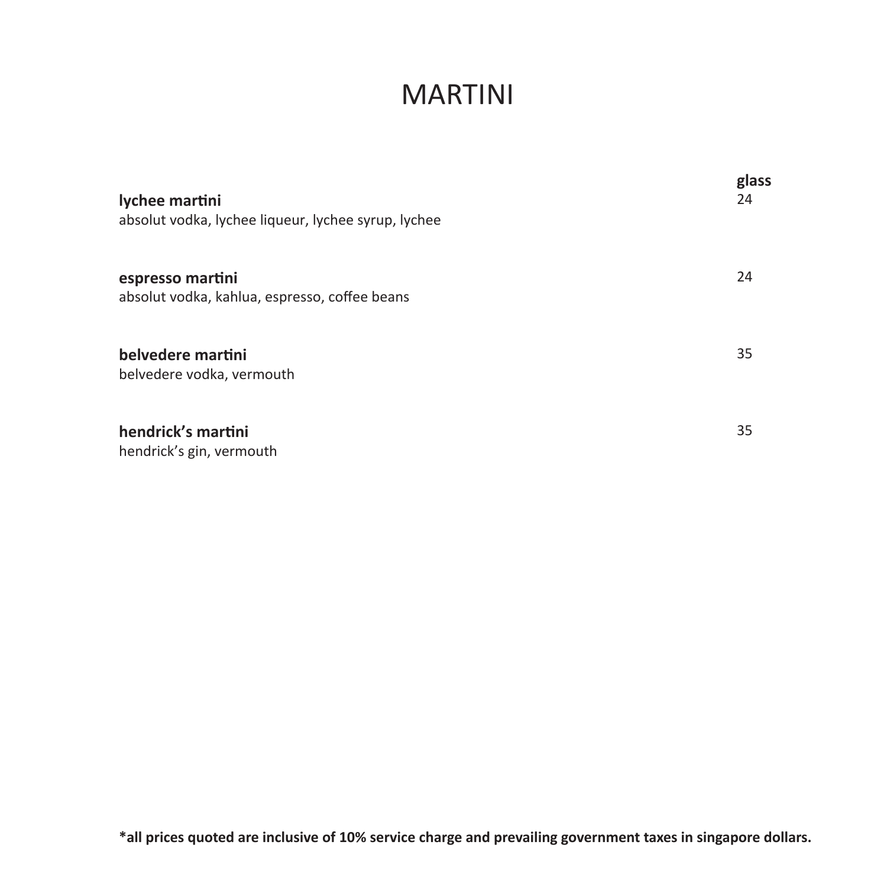# MARTINI

| | glass |
|---|---|
| **lychee martini**<br>absolut vodka, lychee liqueur, lychee syrup, lychee | 24 |
| **espresso martini**<br>absolut vodka, kahlua, espresso, coffee beans | 24 |
| **belvedere martini**<br>belvedere vodka, vermouth | 35 |
| **hendrick's martini**<br>hendrick's gin, vermouth | 35 |

**\*all prices quoted are inclusive of 10% service charge and prevailing government taxes in singapore dollars.**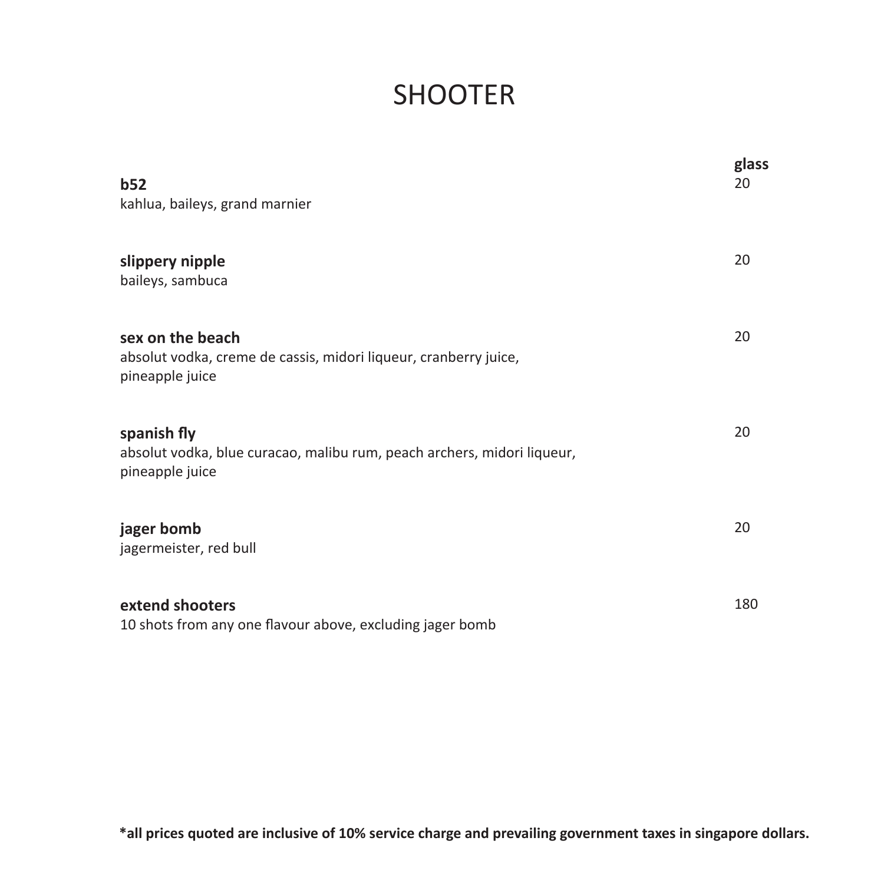# SHOOTER

| | glass |
|---|---|
| **b52**<br>kahlua, baileys, grand marnier | 20 |
| **slippery nipple**<br>baileys, sambuca | 20 |
| **sex on the beach**<br>absolut vodka, creme de cassis, midori liqueur, cranberry juice, pineapple juice | 20 |
| **spanish fly**<br>absolut vodka, blue curacao, malibu rum, peach archers, midori liqueur, pineapple juice | 20 |
| **jager bomb**<br>jagermeister, red bull | 20 |
| **extend shooters**<br>10 shots from any one flavour above, excluding jager bomb | 180 |

***all prices quoted are inclusive of 10% service charge and prevailing government taxes in singapore dollars.**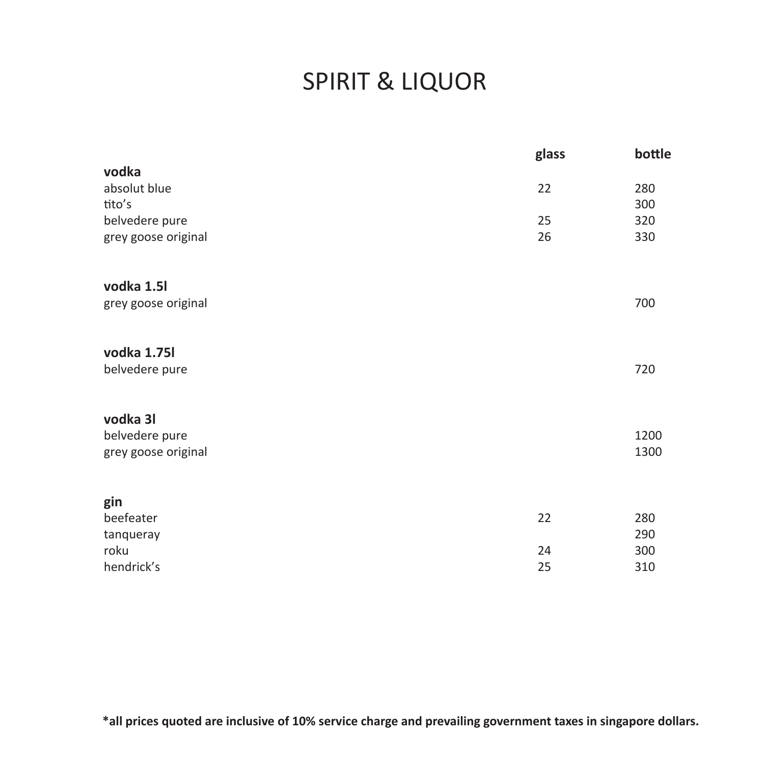# SPIRIT & LIQUOR

| | glass | bottle |
|---|---|---|
| **vodka** | | |
| absolut blue | 22 | 280 |
| tito's | | 300 |
| belvedere pure | 25 | 320 |
| grey goose original | 26 | 330 |
| | | |
| **vodka 1.5l** | | |
| grey goose original | | 700 |
| | | |
| **vodka 1.75l** | | |
| belvedere pure | | 720 |
| | | |
| **vodka 3l** | | |
| belvedere pure | | 1200 |
| grey goose original | | 1300 |
| | | |
| **gin** | | |
| beefeater | 22 | 280 |
| tanqueray | | 290 |
| roku | 24 | 300 |
| hendrick's | 25 | 310 |

**\*all prices quoted are inclusive of 10% service charge and prevailing government taxes in singapore dollars.**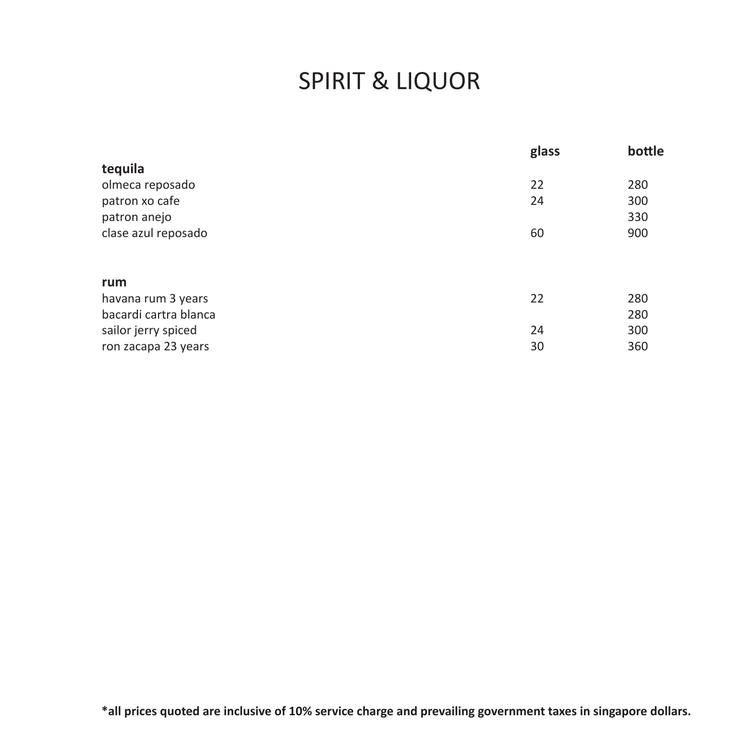# SPIRIT & LIQUOR

| | glass | bottle |
|---|---|---|
| **tequila** | | |
| olmeca reposado | 22 | 280 |
| patron xo cafe | 24 | 300 |
| patron anejo | | 330 |
| clase azul reposado | 60 | 900 |
| | | |
| **rum** | | |
| havana rum 3 years | 22 | 280 |
| bacardi cartra blanca | | 280 |
| sailor jerry spiced | 24 | 300 |
| ron zacapa 23 years | 30 | 360 |

**\*all prices quoted are inclusive of 10% service charge and prevailing government taxes in singapore dollars.**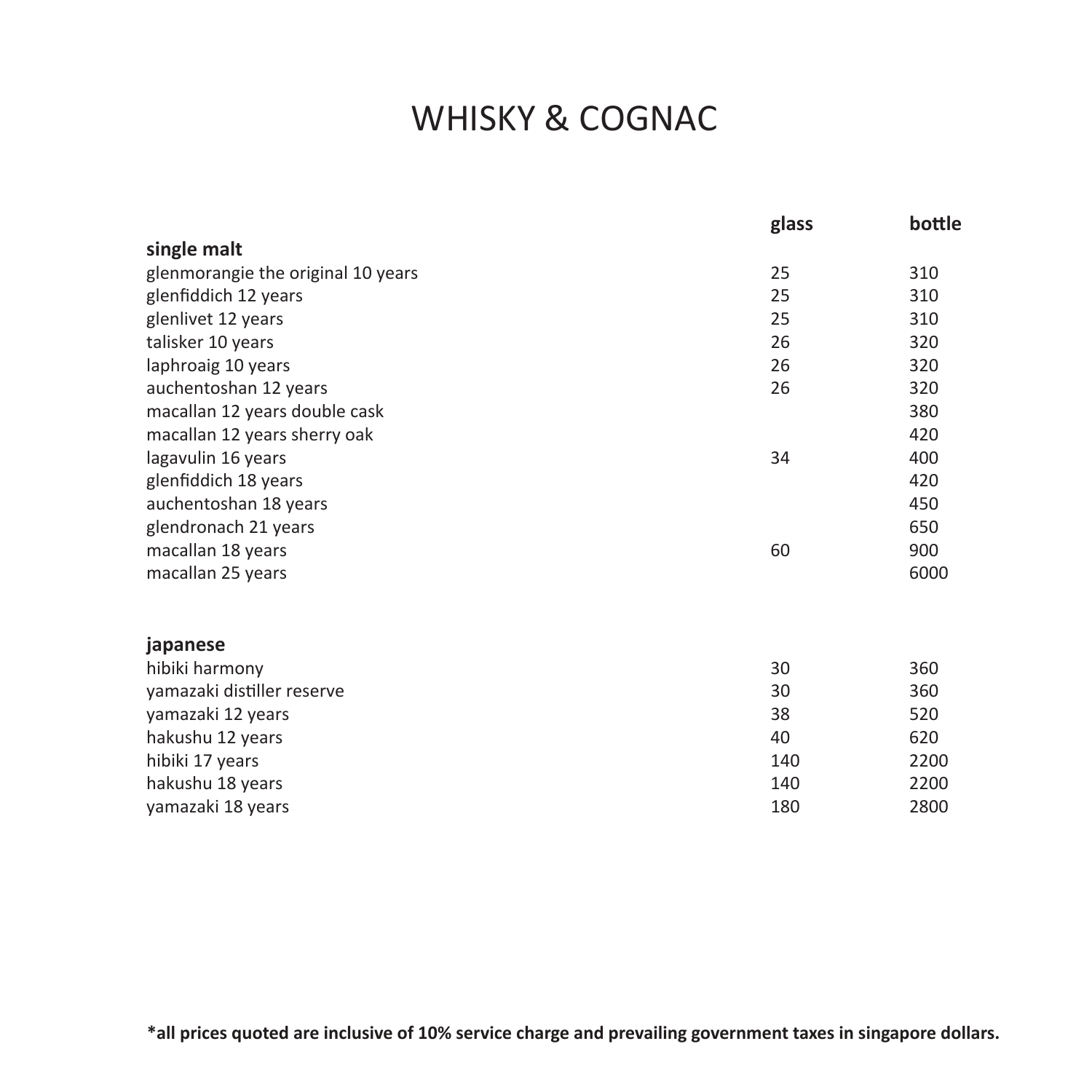# WHISKY & COGNAC

| | glass | bottle |
|---|---|---|
| **single malt** | | |
| glenmorangie the original 10 years | 25 | 310 |
| glenfiddich 12 years | 25 | 310 |
| glenlivet 12 years | 25 | 310 |
| talisker 10 years | 26 | 320 |
| laphroaig 10 years | 26 | 320 |
| auchentoshan 12 years | 26 | 320 |
| macallan 12 years double cask | | 380 |
| macallan 12 years sherry oak | | 420 |
| lagavulin 16 years | 34 | 400 |
| glenfiddich 18 years | | 420 |
| auchentoshan 18 years | | 450 |
| glendronach 21 years | | 650 |
| macallan 18 years | 60 | 900 |
| macallan 25 years | | 6000 |
| | | |
| **japanese** | | |
| hibiki harmony | 30 | 360 |
| yamazaki distiller reserve | 30 | 360 |
| yamazaki 12 years | 38 | 520 |
| hakushu 12 years | 40 | 620 |
| hibiki 17 years | 140 | 2200 |
| hakushu 18 years | 140 | 2200 |
| yamazaki 18 years | 180 | 2800 |

**\*all prices quoted are inclusive of 10% service charge and prevailing government taxes in singapore dollars.**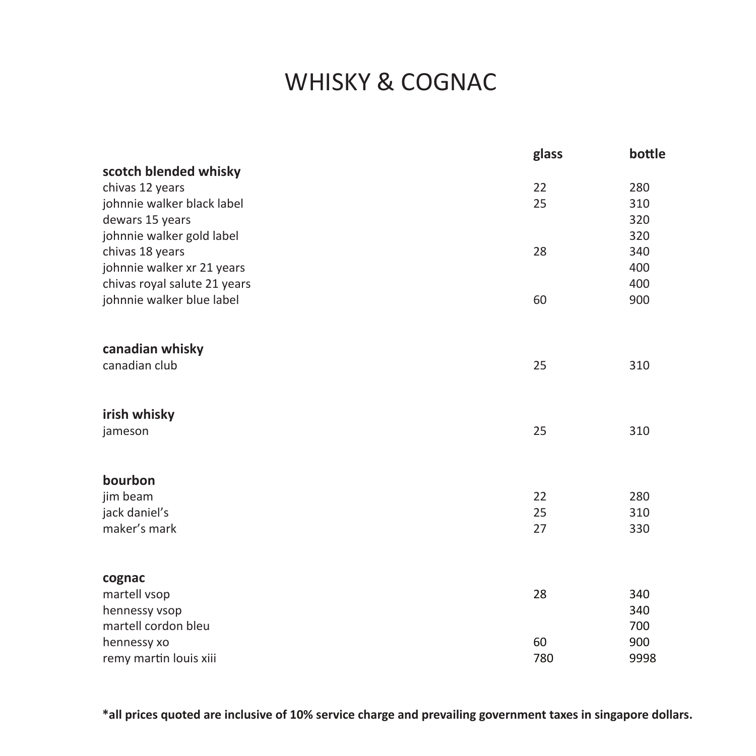# WHISKY & COGNAC

| | glass | bottle |
|---|---|---|
| **scotch blended whisky** | | |
| chivas 12 years | 22 | 280 |
| johnnie walker black label | 25 | 310 |
| dewars 15 years | | 320 |
| johnnie walker gold label | | 320 |
| chivas 18 years | 28 | 340 |
| johnnie walker xr 21 years | | 400 |
| chivas royal salute 21 years | | 400 |
| johnnie walker blue label | 60 | 900 |
| **canadian whisky** | | |
| canadian club | 25 | 310 |
| **irish whisky** | | |
| jameson | 25 | 310 |
| **bourbon** | | |
| jim beam | 22 | 280 |
| jack daniel's | 25 | 310 |
| maker's mark | 27 | 330 |
| **cognac** | | |
| martell vsop | 28 | 340 |
| hennessy vsop | | 340 |
| martell cordon bleu | | 700 |
| hennessy xo | 60 | 900 |
| remy martin louis xiii | 780 | 9998 |

**\*all prices quoted are inclusive of 10% service charge and prevailing government taxes in singapore dollars.**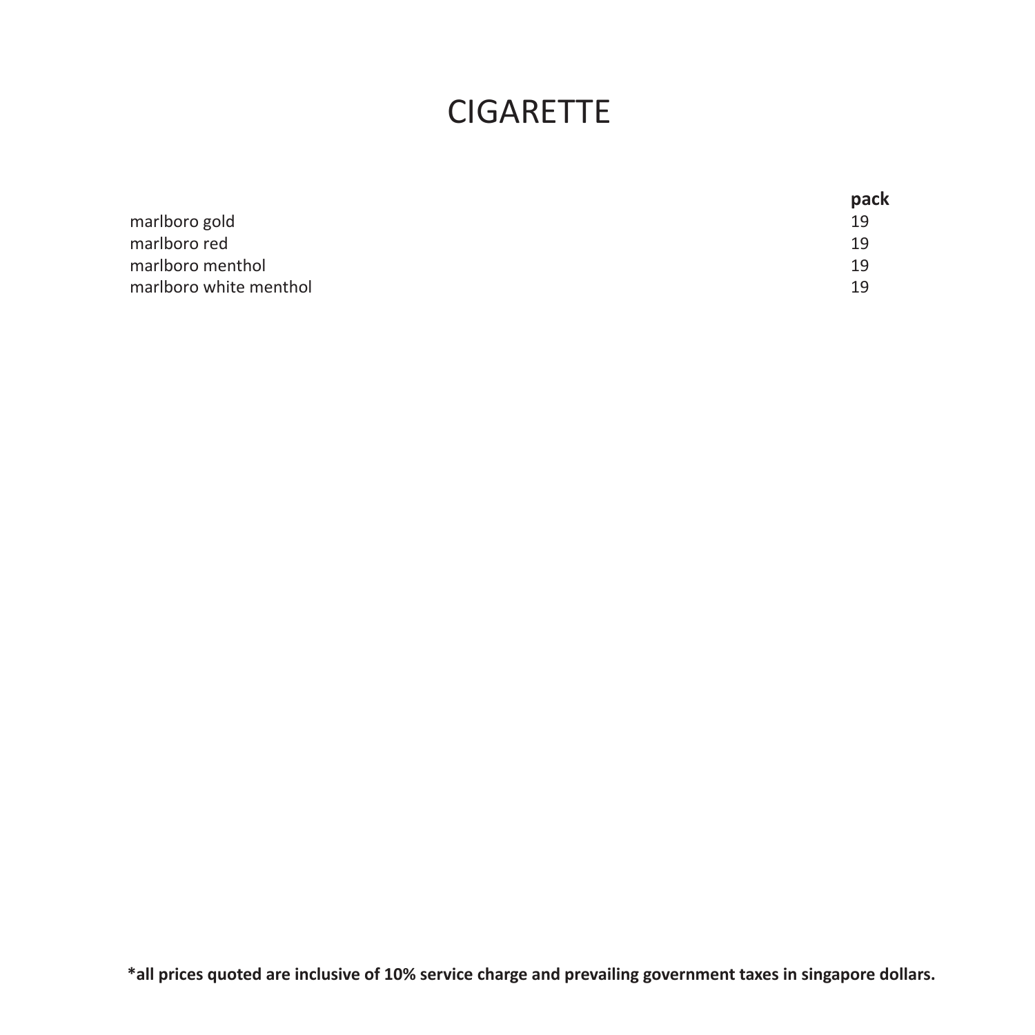# CIGARETTE

| | pack |
|---|---|
| marlboro gold | 19 |
| marlboro red | 19 |
| marlboro menthol | 19 |
| marlboro white menthol | 19 |

**\*all prices quoted are inclusive of 10% service charge and prevailing government taxes in singapore dollars.**